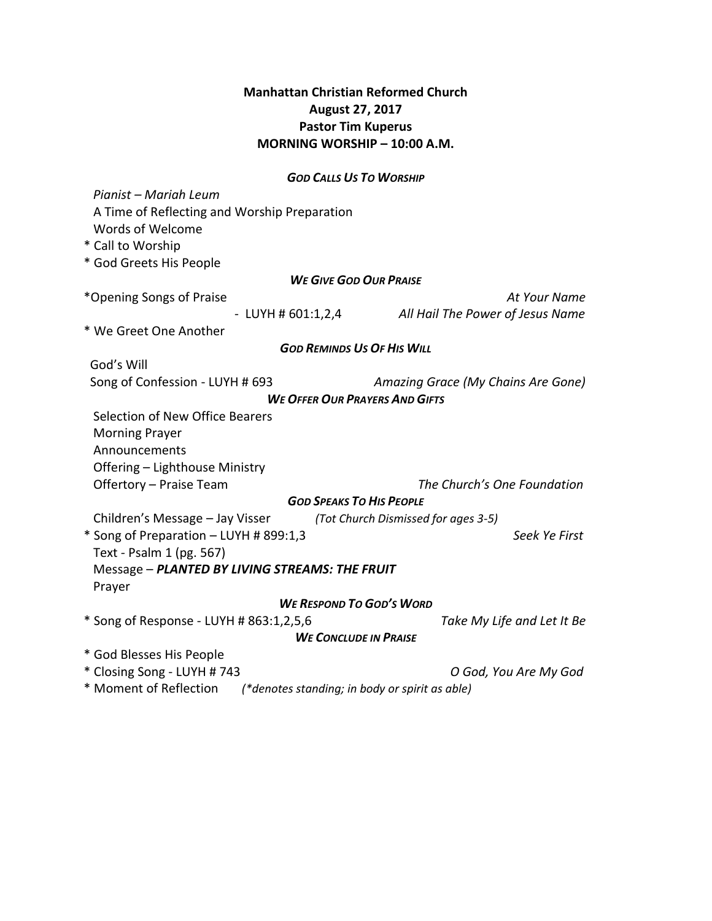**Manhattan Christian Reformed Church**
**August 27, 2017**
**Pastor Tim Kuperus**
**MORNING WORSHIP – 10:00 A.M.**

***GOD CALLS US TO WORSHIP***

*Pianist – Mariah Leum*
A Time of Reflecting and Worship Preparation
Words of Welcome
* Call to Worship
* God Greets His People

***WE GIVE GOD OUR PRAISE***

*Opening Songs of Praise — *At Your Name*
- LUYH # 601:1,2,4 — *All Hail The Power of Jesus Name*
* We Greet One Another

***GOD REMINDS US OF HIS WILL***

God's Will
Song of Confession - LUYH # 693 — *Amazing Grace (My Chains Are Gone)*

***WE OFFER OUR PRAYERS AND GIFTS***

Selection of New Office Bearers
Morning Prayer
Announcements
Offering – Lighthouse Ministry
Offertory – Praise Team — *The Church's One Foundation*

***GOD SPEAKS TO HIS PEOPLE***

Children's Message – Jay Visser *(Tot Church Dismissed for ages 3-5)*
* Song of Preparation – LUYH # 899:1,3 — *Seek Ye First*
Text - Psalm 1 (pg. 567)
Message – ***PLANTED BY LIVING STREAMS: THE FRUIT***
Prayer

***WE RESPOND TO GOD'S WORD***

* Song of Response - LUYH # 863:1,2,5,6 — *Take My Life and Let It Be*

***WE CONCLUDE IN PRAISE***

* God Blesses His People
* Closing Song - LUYH # 743 — *O God, You Are My God*
* Moment of Reflection *(*denotes standing; in body or spirit as able)*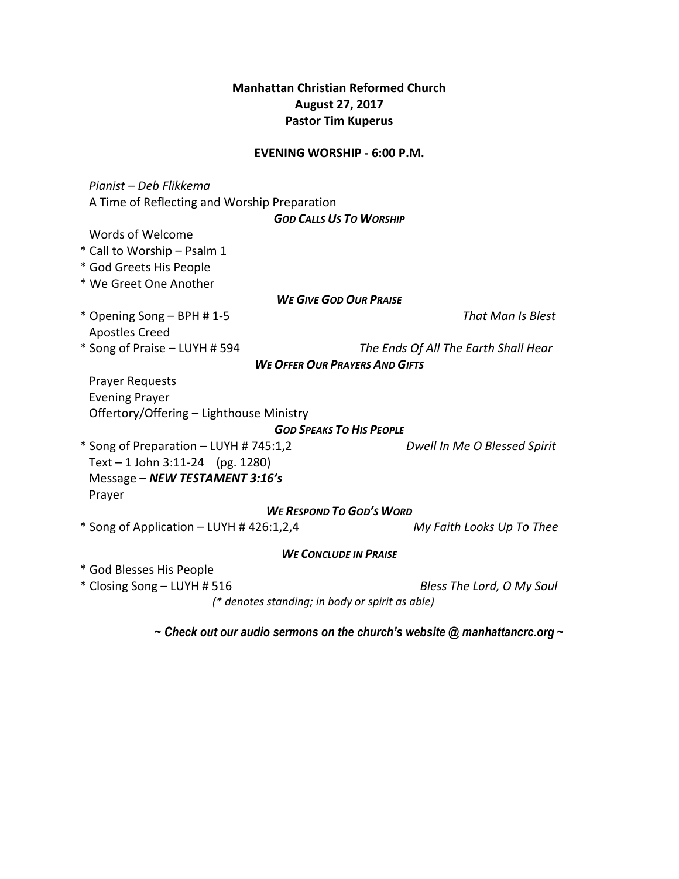**Manhattan Christian Reformed Church**
**August 27, 2017**
**Pastor Tim Kuperus**

**EVENING WORSHIP - 6:00 P.M.**

*Pianist – Deb Flikkema*
A Time of Reflecting and Worship Preparation

***GOD CALLS US TO WORSHIP***

Words of Welcome
* Call to Worship – Psalm 1
* God Greets His People
* We Greet One Another

***WE GIVE GOD OUR PRAISE***

* Opening Song – BPH # 1-5 — *That Man Is Blest*
Apostles Creed
* Song of Praise – LUYH # 594 — *The Ends Of All The Earth Shall Hear*

***WE OFFER OUR PRAYERS AND GIFTS***

Prayer Requests
Evening Prayer
Offertory/Offering – Lighthouse Ministry

***GOD SPEAKS TO HIS PEOPLE***

* Song of Preparation – LUYH # 745:1,2 — *Dwell In Me O Blessed Spirit*
Text – 1 John 3:11-24 (pg. 1280)
Message – ***NEW TESTAMENT 3:16's***
Prayer

***WE RESPOND TO GOD'S WORD***

* Song of Application – LUYH # 426:1,2,4 — *My Faith Looks Up To Thee*

***WE CONCLUDE IN PRAISE***

* God Blesses His People
* Closing Song – LUYH # 516 — *Bless The Lord, O My Soul*

*(* denotes standing; in body or spirit as able)*

***~ Check out our audio sermons on the church's website @ manhattancrc.org ~***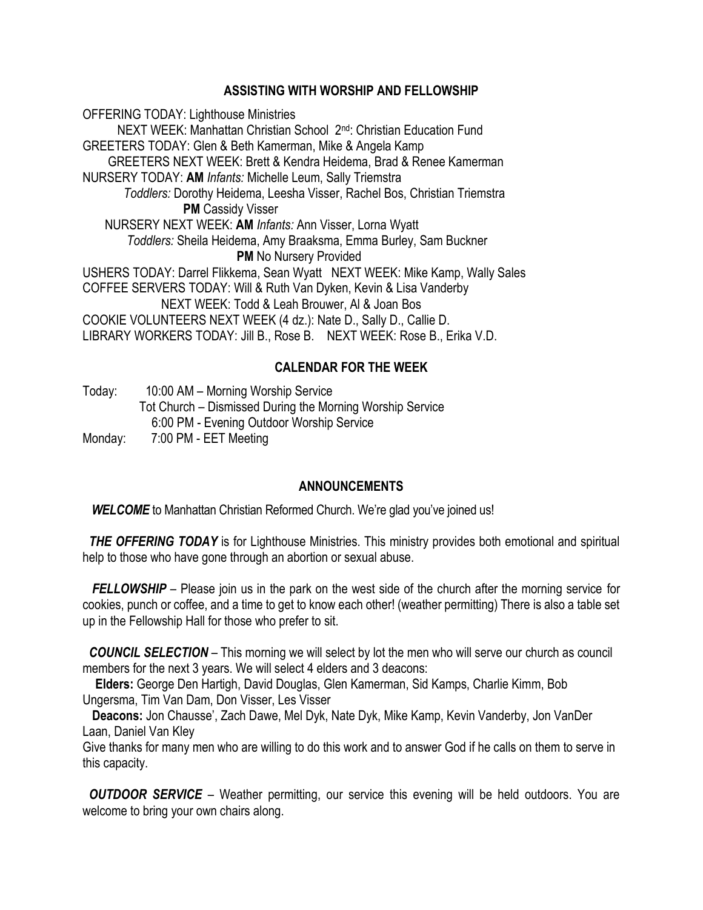## ASSISTING WITH WORSHIP AND FELLOWSHIP

OFFERING TODAY: Lighthouse Ministries
NEXT WEEK: Manhattan Christian School 2nd: Christian Education Fund
GREETERS TODAY: Glen & Beth Kamerman, Mike & Angela Kamp
GREETERS NEXT WEEK: Brett & Kendra Heidema, Brad & Renee Kamerman
NURSERY TODAY: **AM** *Infants:* Michelle Leum, Sally Triemstra
*Toddlers:* Dorothy Heidema, Leesha Visser, Rachel Bos, Christian Triemstra
**PM** Cassidy Visser
NURSERY NEXT WEEK: **AM** *Infants:* Ann Visser, Lorna Wyatt
*Toddlers:* Sheila Heidema, Amy Braaksma, Emma Burley, Sam Buckner
**PM** No Nursery Provided
USHERS TODAY: Darrel Flikkema, Sean Wyatt NEXT WEEK: Mike Kamp, Wally Sales
COFFEE SERVERS TODAY: Will & Ruth Van Dyken, Kevin & Lisa Vanderby
NEXT WEEK: Todd & Leah Brouwer, Al & Joan Bos
COOKIE VOLUNTEERS NEXT WEEK (4 dz.): Nate D., Sally D., Callie D.
LIBRARY WORKERS TODAY: Jill B., Rose B. NEXT WEEK: Rose B., Erika V.D.

## CALENDAR FOR THE WEEK

Today: 10:00 AM – Morning Worship Service
Tot Church – Dismissed During the Morning Worship Service
6:00 PM - Evening Outdoor Worship Service
Monday: 7:00 PM - EET Meeting

## ANNOUNCEMENTS

***WELCOME*** to Manhattan Christian Reformed Church. We're glad you've joined us!

***THE OFFERING TODAY*** is for Lighthouse Ministries. This ministry provides both emotional and spiritual help to those who have gone through an abortion or sexual abuse.

***FELLOWSHIP*** – Please join us in the park on the west side of the church after the morning service for cookies, punch or coffee, and a time to get to know each other! (weather permitting) There is also a table set up in the Fellowship Hall for those who prefer to sit.

***COUNCIL SELECTION*** – This morning we will select by lot the men who will serve our church as council members for the next 3 years. We will select 4 elders and 3 deacons:

**Elders:** George Den Hartigh, David Douglas, Glen Kamerman, Sid Kamps, Charlie Kimm, Bob Ungersma, Tim Van Dam, Don Visser, Les Visser

**Deacons:** Jon Chausse', Zach Dawe, Mel Dyk, Nate Dyk, Mike Kamp, Kevin Vanderby, Jon VanDer Laan, Daniel Van Kley

Give thanks for many men who are willing to do this work and to answer God if he calls on them to serve in this capacity.

***OUTDOOR SERVICE*** – Weather permitting, our service this evening will be held outdoors. You are welcome to bring your own chairs along.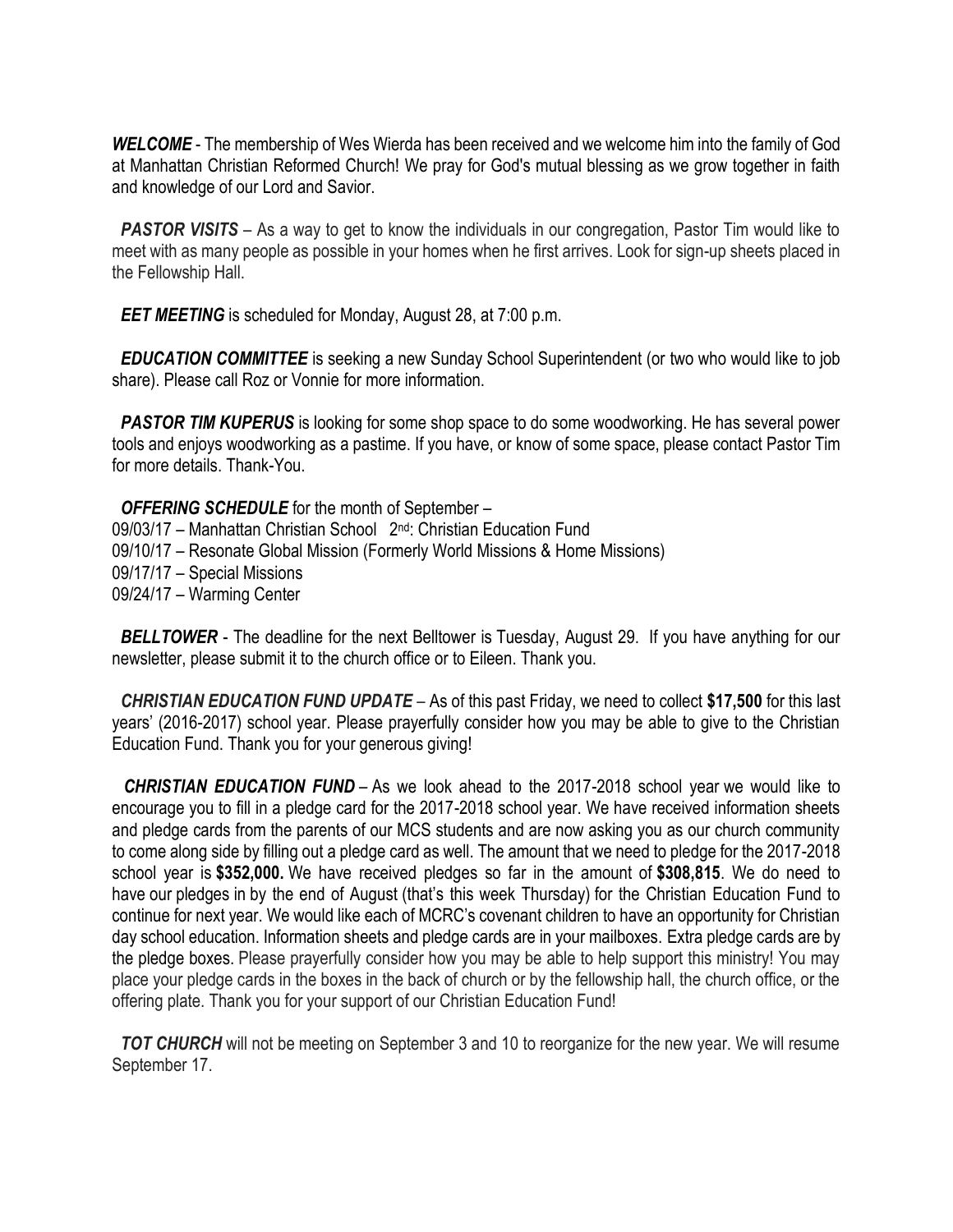***WELCOME*** - The membership of Wes Wierda has been received and we welcome him into the family of God at Manhattan Christian Reformed Church! We pray for God's mutual blessing as we grow together in faith and knowledge of our Lord and Savior.

***PASTOR VISITS*** – As a way to get to know the individuals in our congregation, Pastor Tim would like to meet with as many people as possible in your homes when he first arrives. Look for sign-up sheets placed in the Fellowship Hall.

***EET MEETING*** is scheduled for Monday, August 28, at 7:00 p.m.

***EDUCATION COMMITTEE*** is seeking a new Sunday School Superintendent (or two who would like to job share). Please call Roz or Vonnie for more information.

***PASTOR TIM KUPERUS*** is looking for some shop space to do some woodworking. He has several power tools and enjoys woodworking as a pastime. If you have, or know of some space, please contact Pastor Tim for more details. Thank-You.

***OFFERING SCHEDULE*** for the month of September –
09/03/17 – Manhattan Christian School 2nd: Christian Education Fund
09/10/17 – Resonate Global Mission (Formerly World Missions & Home Missions)
09/17/17 – Special Missions
09/24/17 – Warming Center

***BELLTOWER*** - The deadline for the next Belltower is Tuesday, August 29. If you have anything for our newsletter, please submit it to the church office or to Eileen. Thank you.

***CHRISTIAN EDUCATION FUND UPDATE*** – As of this past Friday, we need to collect **$17,500** for this last years' (2016-2017) school year. Please prayerfully consider how you may be able to give to the Christian Education Fund. Thank you for your generous giving!

***CHRISTIAN EDUCATION FUND*** – As we look ahead to the 2017-2018 school year we would like to encourage you to fill in a pledge card for the 2017-2018 school year. We have received information sheets and pledge cards from the parents of our MCS students and are now asking you as our church community to come along side by filling out a pledge card as well. The amount that we need to pledge for the 2017-2018 school year is **$352,000.** We have received pledges so far in the amount of **$308,815**. We do need to have our pledges in by the end of August (that's this week Thursday) for the Christian Education Fund to continue for next year. We would like each of MCRC's covenant children to have an opportunity for Christian day school education. Information sheets and pledge cards are in your mailboxes. Extra pledge cards are by the pledge boxes. Please prayerfully consider how you may be able to help support this ministry! You may place your pledge cards in the boxes in the back of church or by the fellowship hall, the church office, or the offering plate. Thank you for your support of our Christian Education Fund!

***TOT CHURCH*** will not be meeting on September 3 and 10 to reorganize for the new year. We will resume September 17.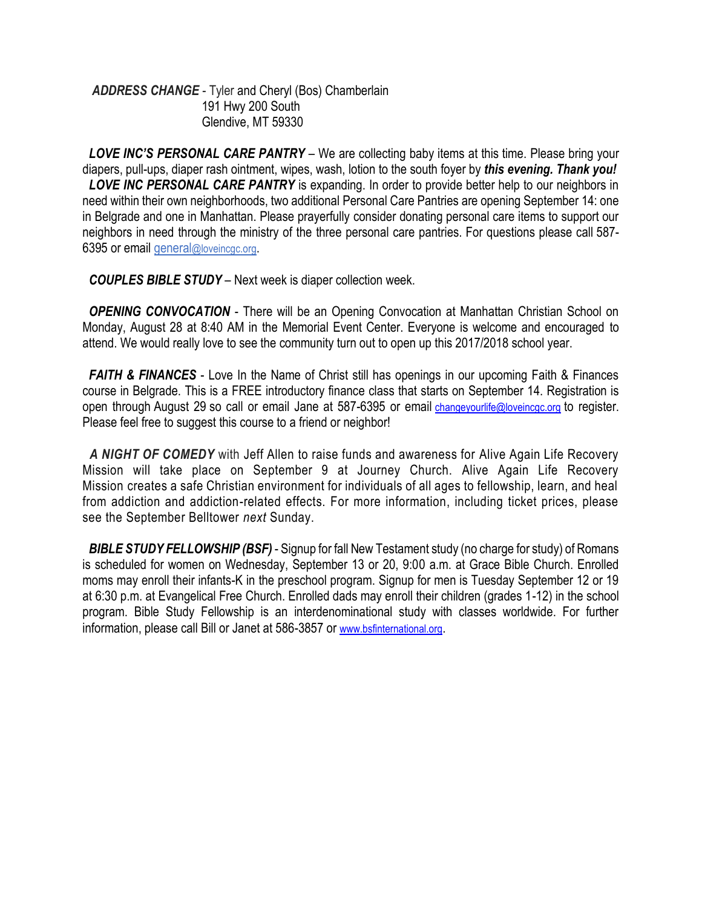***ADDRESS CHANGE*** - Tyler and Cheryl (Bos) Chamberlain
191 Hwy 200 South
Glendive, MT 59330

***LOVE INC'S PERSONAL CARE PANTRY*** – We are collecting baby items at this time. Please bring your diapers, pull-ups, diaper rash ointment, wipes, wash, lotion to the south foyer by ***this evening. Thank you!***
***LOVE INC PERSONAL CARE PANTRY*** is expanding. In order to provide better help to our neighbors in need within their own neighborhoods, two additional Personal Care Pantries are opening September 14: one in Belgrade and one in Manhattan. Please prayerfully consider donating personal care items to support our neighbors in need through the ministry of the three personal care pantries. For questions please call 587-6395 or email general@loveincgc.org.

***COUPLES BIBLE STUDY*** – Next week is diaper collection week.

***OPENING CONVOCATION*** - There will be an Opening Convocation at Manhattan Christian School on Monday, August 28 at 8:40 AM in the Memorial Event Center. Everyone is welcome and encouraged to attend. We would really love to see the community turn out to open up this 2017/2018 school year.

***FAITH & FINANCES*** - Love In the Name of Christ still has openings in our upcoming Faith & Finances course in Belgrade. This is a FREE introductory finance class that starts on September 14. Registration is open through August 29 so call or email Jane at 587-6395 or email changeyourlife@loveincgc.org to register. Please feel free to suggest this course to a friend or neighbor!

***A NIGHT OF COMEDY*** with Jeff Allen to raise funds and awareness for Alive Again Life Recovery Mission will take place on September 9 at Journey Church. Alive Again Life Recovery Mission creates a safe Christian environment for individuals of all ages to fellowship, learn, and heal from addiction and addiction-related effects. For more information, including ticket prices, please see the September Belltower *next* Sunday.

***BIBLE STUDY FELLOWSHIP (BSF)*** - Signup for fall New Testament study (no charge for study) of Romans is scheduled for women on Wednesday, September 13 or 20, 9:00 a.m. at Grace Bible Church. Enrolled moms may enroll their infants-K in the preschool program. Signup for men is Tuesday September 12 or 19 at 6:30 p.m. at Evangelical Free Church. Enrolled dads may enroll their children (grades 1-12) in the school program. Bible Study Fellowship is an interdenominational study with classes worldwide. For further information, please call Bill or Janet at 586-3857 or www.bsfinternational.org.